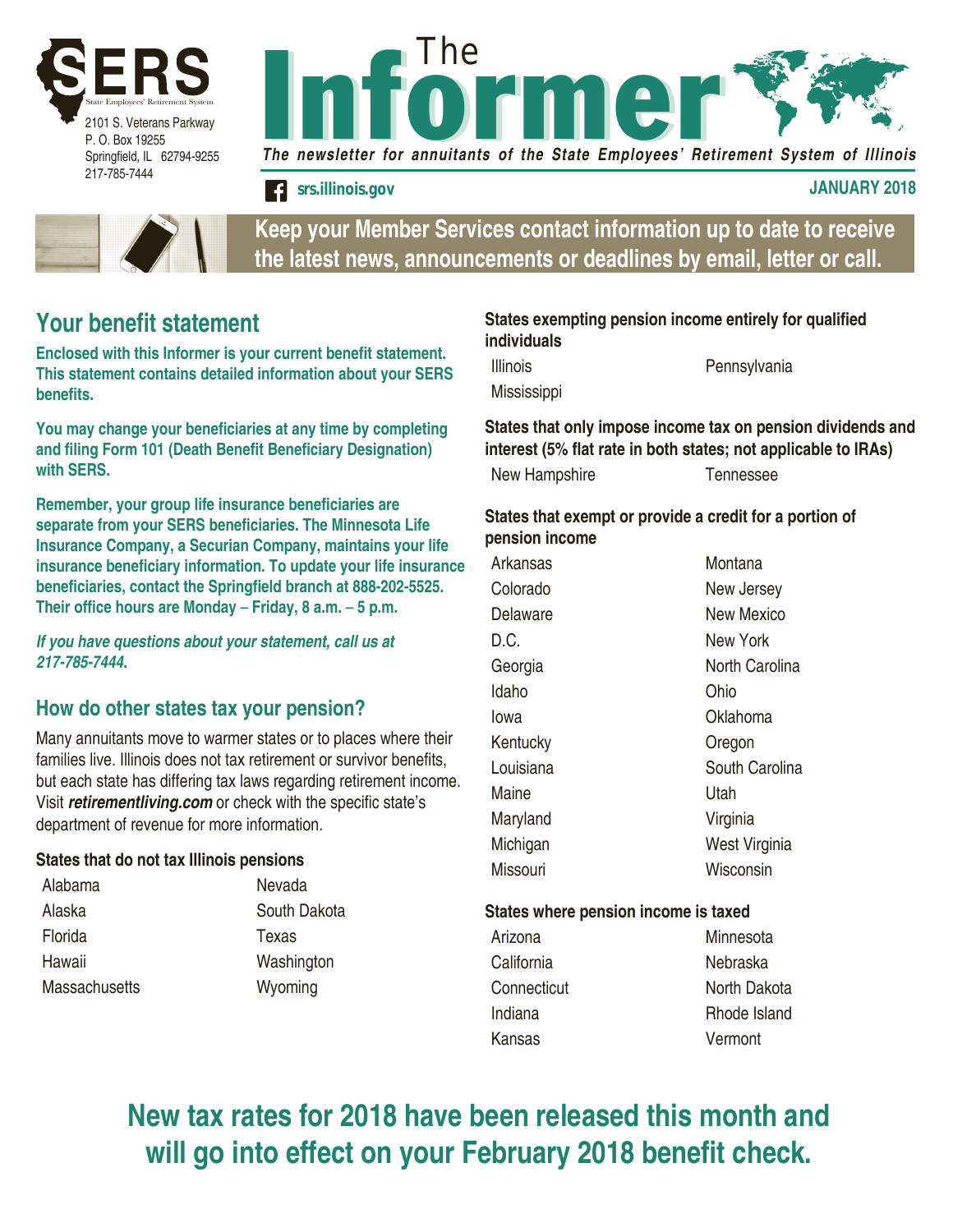SERS

State Employees' Retirement System

2101 S. Veterans Parkway
P. O. Box 19255
Springfield, IL 62794-9255
217-785-7444

# The Informer

*The newsletter for annuitants of the State Employees' Retirement System of Illinois*

srs.illinois.gov

**JANUARY 2018**

**Keep your Member Services contact information up to date to receive the latest news, announcements or deadlines by email, letter or call.**

## Your benefit statement

**Enclosed with this Informer is your current benefit statement. This statement contains detailed information about your SERS benefits.**

**You may change your beneficiaries at any time by completing and filing Form 101 (Death Benefit Beneficiary Designation) with SERS.**

**Remember, your group life insurance beneficiaries are separate from your SERS beneficiaries. The Minnesota Life Insurance Company, a Securian Company, maintains your life insurance beneficiary information. To update your life insurance beneficiaries, contact the Springfield branch at 888-202-5525. Their office hours are Monday – Friday, 8 a.m. – 5 p.m.**

***If you have questions about your statement, call us at 217-785-7444.***

## How do other states tax your pension?

Many annuitants move to warmer states or to places where their families live. Illinois does not tax retirement or survivor benefits, but each state has differing tax laws regarding retirement income. Visit ***retirementliving.com*** or check with the specific state's department of revenue for more information.

**States that do not tax Illinois pensions**

| | |
|---|---|
| Alabama | Nevada |
| Alaska | South Dakota |
| Florida | Texas |
| Hawaii | Washington |
| Massachusetts | Wyoming |

**States exempting pension income entirely for qualified individuals**

| | |
|---|---|
| Illinois | Pennsylvania |
| Mississippi | |

**States that only impose income tax on pension dividends and interest (5% flat rate in both states; not applicable to IRAs)**

| | |
|---|---|
| New Hampshire | Tennessee |

**States that exempt or provide a credit for a portion of pension income**

| | |
|---|---|
| Arkansas | Montana |
| Colorado | New Jersey |
| Delaware | New Mexico |
| D.C. | New York |
| Georgia | North Carolina |
| Idaho | Ohio |
| Iowa | Oklahoma |
| Kentucky | Oregon |
| Louisiana | South Carolina |
| Maine | Utah |
| Maryland | Virginia |
| Michigan | West Virginia |
| Missouri | Wisconsin |

**States where pension income is taxed**

| | |
|---|---|
| Arizona | Minnesota |
| California | Nebraska |
| Connecticut | North Dakota |
| Indiana | Rhode Island |
| Kansas | Vermont |

**New tax rates for 2018 have been released this month and will go into effect on your February 2018 benefit check.**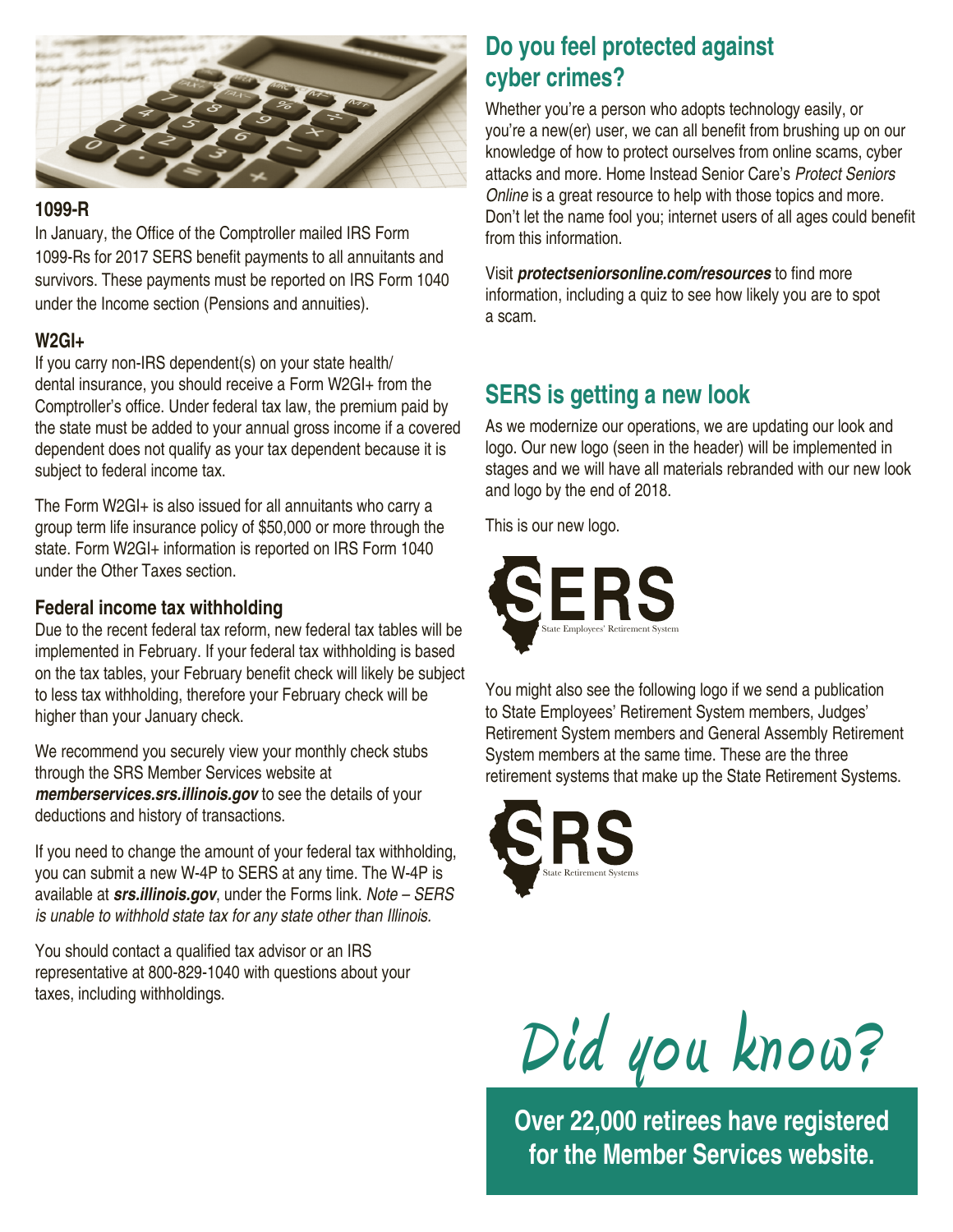### 1099-R

In January, the Office of the Comptroller mailed IRS Form 1099-Rs for 2017 SERS benefit payments to all annuitants and survivors. These payments must be reported on IRS Form 1040 under the Income section (Pensions and annuities).

### W2GI+

If you carry non-IRS dependent(s) on your state health/dental insurance, you should receive a Form W2GI+ from the Comptroller's office. Under federal tax law, the premium paid by the state must be added to your annual gross income if a covered dependent does not qualify as your tax dependent because it is subject to federal income tax.

The Form W2GI+ is also issued for all annuitants who carry a group term life insurance policy of $50,000 or more through the state. Form W2GI+ information is reported on IRS Form 1040 under the Other Taxes section.

### Federal income tax withholding

Due to the recent federal tax reform, new federal tax tables will be implemented in February. If your federal tax withholding is based on the tax tables, your February benefit check will likely be subject to less tax withholding, therefore your February check will be higher than your January check.

We recommend you securely view your monthly check stubs through the SRS Member Services website at ***memberservices.srs.illinois.gov*** to see the details of your deductions and history of transactions.

If you need to change the amount of your federal tax withholding, you can submit a new W-4P to SERS at any time. The W-4P is available at ***srs.illinois.gov***, under the Forms link. *Note – SERS is unable to withhold state tax for any state other than Illinois.*

You should contact a qualified tax advisor or an IRS representative at 800-829-1040 with questions about your taxes, including withholdings.

## Do you feel protected against cyber crimes?

Whether you're a person who adopts technology easily, or you're a new(er) user, we can all benefit from brushing up on our knowledge of how to protect ourselves from online scams, cyber attacks and more. Home Instead Senior Care's *Protect Seniors Online* is a great resource to help with those topics and more. Don't let the name fool you; internet users of all ages could benefit from this information.

Visit ***protectseniorsonline.com/resources*** to find more information, including a quiz to see how likely you are to spot a scam.

## SERS is getting a new look

As we modernize our operations, we are updating our look and logo. Our new logo (seen in the header) will be implemented in stages and we will have all materials rebranded with our new look and logo by the end of 2018.

This is our new logo.

SERS
State Employees' Retirement System

You might also see the following logo if we send a publication to State Employees' Retirement System members, Judges' Retirement System members and General Assembly Retirement System members at the same time. These are the three retirement systems that make up the State Retirement Systems.

SRS
State Retirement Systems

## Did you know?

**Over 22,000 retirees have registered for the Member Services website.**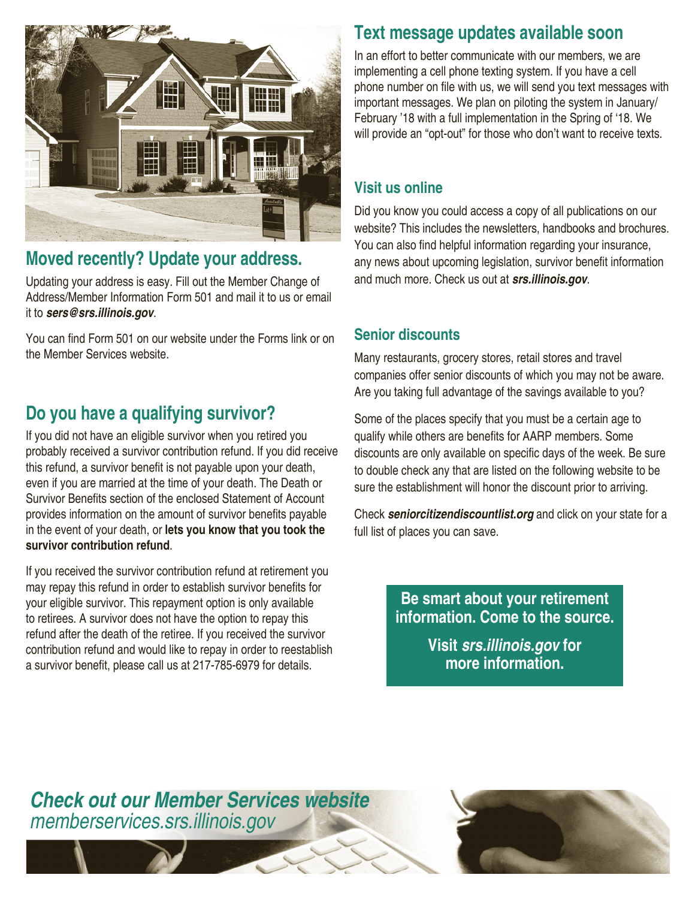## Moved recently? Update your address.

Updating your address is easy. Fill out the Member Change of Address/Member Information Form 501 and mail it to us or email it to ***sers@srs.illinois.gov***.

You can find Form 501 on our website under the Forms link or on the Member Services website.

## Do you have a qualifying survivor?

If you did not have an eligible survivor when you retired you probably received a survivor contribution refund. If you did receive this refund, a survivor benefit is not payable upon your death, even if you are married at the time of your death. The Death or Survivor Benefits section of the enclosed Statement of Account provides information on the amount of survivor benefits payable in the event of your death, or **lets you know that you took the survivor contribution refund**.

If you received the survivor contribution refund at retirement you may repay this refund in order to establish survivor benefits for your eligible survivor. This repayment option is only available to retirees. A survivor does not have the option to repay this refund after the death of the retiree. If you received the survivor contribution refund and would like to repay in order to reestablish a survivor benefit, please call us at 217-785-6979 for details.

## Text message updates available soon

In an effort to better communicate with our members, we are implementing a cell phone texting system. If you have a cell phone number on file with us, we will send you text messages with important messages. We plan on piloting the system in January/ February '18 with a full implementation in the Spring of '18. We will provide an "opt-out" for those who don't want to receive texts.

### Visit us online

Did you know you could access a copy of all publications on our website? This includes the newsletters, handbooks and brochures. You can also find helpful information regarding your insurance, any news about upcoming legislation, survivor benefit information and much more. Check us out at ***srs.illinois.gov***.

### Senior discounts

Many restaurants, grocery stores, retail stores and travel companies offer senior discounts of which you may not be aware. Are you taking full advantage of the savings available to you?

Some of the places specify that you must be a certain age to qualify while others are benefits for AARP members. Some discounts are only available on specific days of the week. Be sure to double check any that are listed on the following website to be sure the establishment will honor the discount prior to arriving.

Check ***seniorcitizendiscountlist.org*** and click on your state for a full list of places you can save.

**Be smart about your retirement information. Come to the source.**

**Visit *srs.illinois.gov* for more information.**

***Check out our Member Services website***
*memberservices.srs.illinois.gov*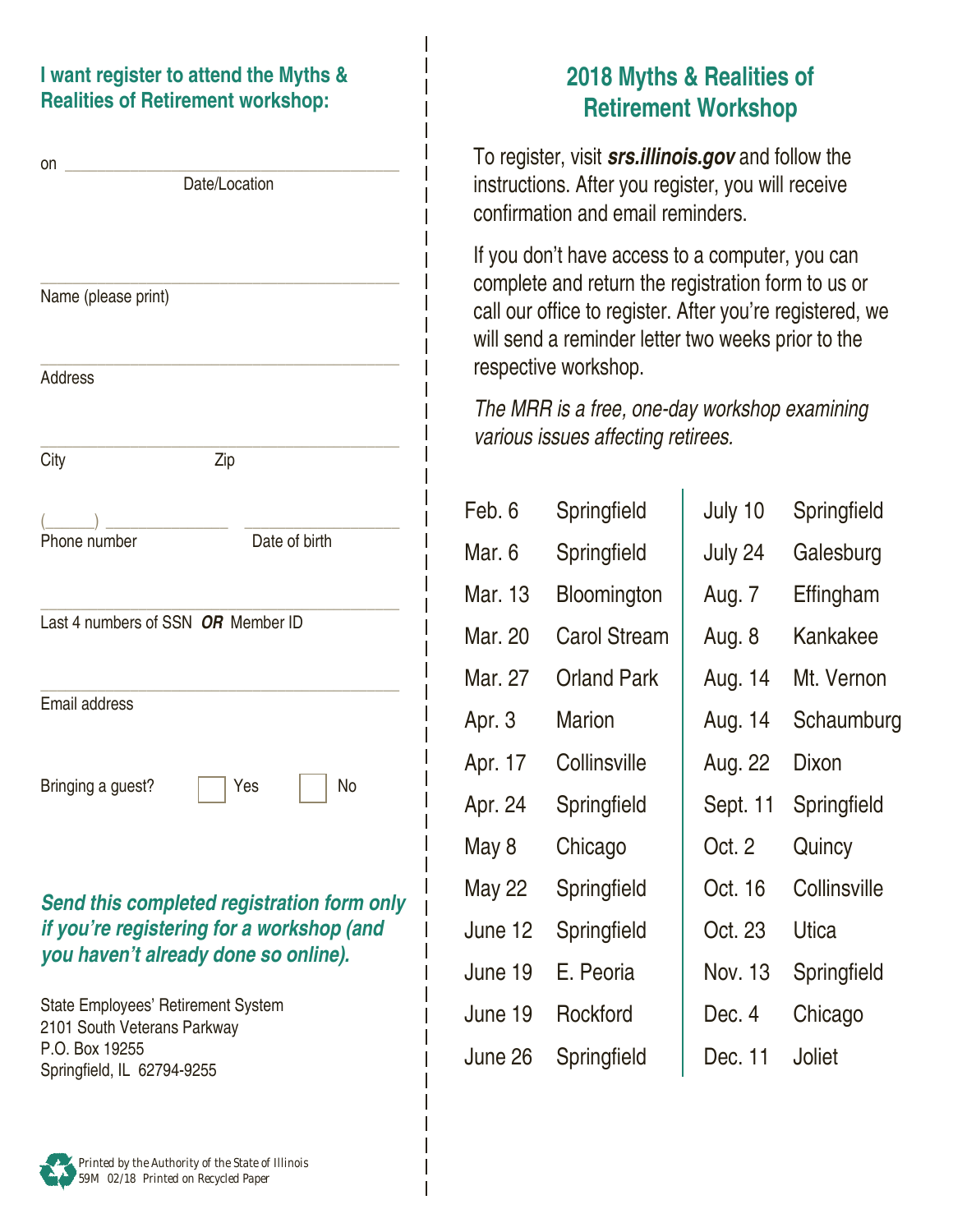## I want register to attend the Myths & Realities of Retirement workshop:

on ______________________________
Date/Location

______________________________
Name (please print)

______________________________
Address

______________________________
City Zip

(\_\_\_\_\_) ______________ ______________
Phone number Date of birth

______________________________
Last 4 numbers of SSN ***OR*** Member ID

______________________________
Email address

Bringing a guest? ☐ Yes ☐ No

***Send this completed registration form only if you're registering for a workshop (and you haven't already done so online).***

State Employees' Retirement System
2101 South Veterans Parkway
P.O. Box 19255
Springfield, IL 62794-9255

*Printed by the Authority of the State of Illinois*
*59M 02/18 Printed on Recycled Paper*

## 2018 Myths & Realities of Retirement Workshop

To register, visit ***srs.illinois.gov*** and follow the instructions. After you register, you will receive confirmation and email reminders.

If you don't have access to a computer, you can complete and return the registration form to us or call our office to register. After you're registered, we will send a reminder letter two weeks prior to the respective workshop.

*The MRR is a free, one-day workshop examining various issues affecting retirees.*

| | | | |
|---|---|---|---|
| Feb. 6 | Springfield | July 10 | Springfield |
| Mar. 6 | Springfield | July 24 | Galesburg |
| Mar. 13 | Bloomington | Aug. 7 | Effingham |
| Mar. 20 | Carol Stream | Aug. 8 | Kankakee |
| Mar. 27 | Orland Park | Aug. 14 | Mt. Vernon |
| Apr. 3 | Marion | Aug. 14 | Schaumburg |
| Apr. 17 | Collinsville | Aug. 22 | Dixon |
| Apr. 24 | Springfield | Sept. 11 | Springfield |
| May 8 | Chicago | Oct. 2 | Quincy |
| May 22 | Springfield | Oct. 16 | Collinsville |
| June 12 | Springfield | Oct. 23 | Utica |
| June 19 | E. Peoria | Nov. 13 | Springfield |
| June 19 | Rockford | Dec. 4 | Chicago |
| June 26 | Springfield | Dec. 11 | Joliet |